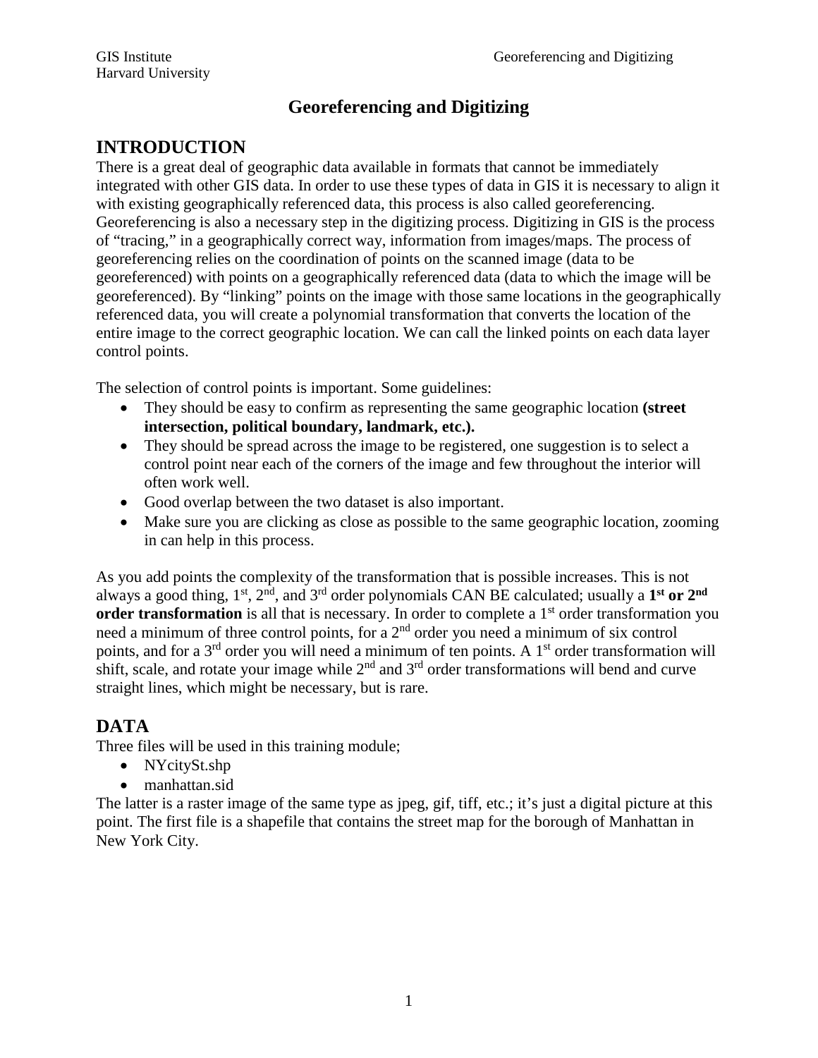# Georeferencing and Digitizing

## INTRODUCTION

There is a great deal of geographic data available in formats that cannot be immediately integrated with other GIS data. In order to use these types of data in GIS it is necessary to align it with existing geographically referenced data, this process is also called georeferencing. Georeferencing is also a necessary step in the digitizing process. Digitizing in GIS is the process of "tracing," in a geographically correct way, information from images/maps. The process of georeferencing relies on the coordination of points on the scanned image (data to be georeferenced) with points on a geographically referenced data (data to which the image will be georeferenced). By "linking" points on the image with those same locations in the geographically referenced data, you will create a polynomial transformation that converts the location of the entire image to the correct geographic location. We can call the linked points on each data layer control points.

The selection of control points is important. Some guidelines:

- They should be easy to confirm as representing the same geographic location **(street intersection, political boundary, landmark, etc.).**
- They should be spread across the image to be registered, one suggestion is to select a control point near each of the corners of the image and few throughout the interior will often work well.
- Good overlap between the two dataset is also important.
- Make sure you are clicking as close as possible to the same geographic location, zooming in can help in this process.

As you add points the complexity of the transformation that is possible increases. This is not always a good thing, 1st, 2nd, and 3rd order polynomials CAN BE calculated; usually a **1st or 2nd order transformation** is all that is necessary. In order to complete a 1st order transformation you need a minimum of three control points, for a 2nd order you need a minimum of six control points, and for a 3rd order you will need a minimum of ten points. A 1st order transformation will shift, scale, and rotate your image while 2nd and 3rd order transformations will bend and curve straight lines, which might be necessary, but is rare.

## DATA

Three files will be used in this training module;

- NYcitySt.shp
- manhattan.sid

The latter is a raster image of the same type as jpeg, gif, tiff, etc.; it's just a digital picture at this point. The first file is a shapefile that contains the street map for the borough of Manhattan in New York City.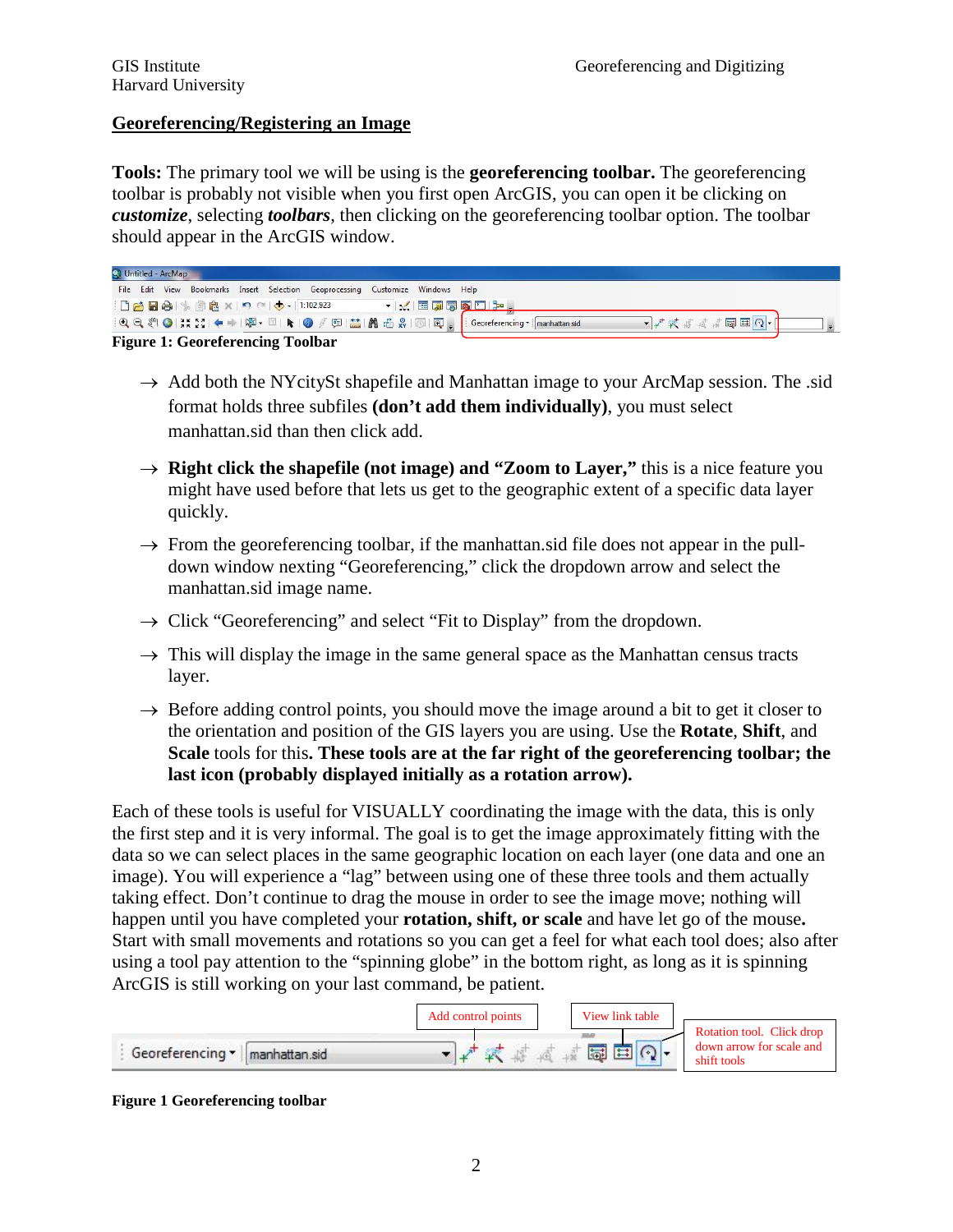## Georeferencing/Registering an Image

**Tools:** The primary tool we will be using is the **georeferencing toolbar.** The georeferencing toolbar is probably not visible when you first open ArcGIS, you can open it be clicking on ***customize***, selecting ***toolbars***, then clicking on the georeferencing toolbar option. The toolbar should appear in the ArcGIS window.

**Figure 1: Georeferencing Toolbar**

→ Add both the NYcitySt shapefile and Manhattan image to your ArcMap session. The .sid format holds three subfiles **(don't add them individually)**, you must select manhattan.sid than then click add.

→ **Right click the shapefile (not image) and "Zoom to Layer,"** this is a nice feature you might have used before that lets us get to the geographic extent of a specific data layer quickly.

→ From the georeferencing toolbar, if the manhattan.sid file does not appear in the pull-down window nexting "Georeferencing," click the dropdown arrow and select the manhattan.sid image name.

→ Click "Georeferencing" and select "Fit to Display" from the dropdown.

→ This will display the image in the same general space as the Manhattan census tracts layer.

→ Before adding control points, you should move the image around a bit to get it closer to the orientation and position of the GIS layers you are using. Use the **Rotate**, **Shift**, and **Scale** tools for this**. These tools are at the far right of the georeferencing toolbar; the last icon (probably displayed initially as a rotation arrow).**

Each of these tools is useful for VISUALLY coordinating the image with the data, this is only the first step and it is very informal. The goal is to get the image approximately fitting with the data so we can select places in the same geographic location on each layer (one data and one an image). You will experience a "lag" between using one of these three tools and them actually taking effect. Don't continue to drag the mouse in order to see the image move; nothing will happen until you have completed your **rotation, shift, or scale** and have let go of the mouse**.** Start with small movements and rotations so you can get a feel for what each tool does; also after using a tool pay attention to the "spinning globe" in the bottom right, as long as it is spinning ArcGIS is still working on your last command, be patient.

Add control points

View link table

Rotation tool. Click drop down arrow for scale and shift tools

**Figure 1 Georeferencing toolbar**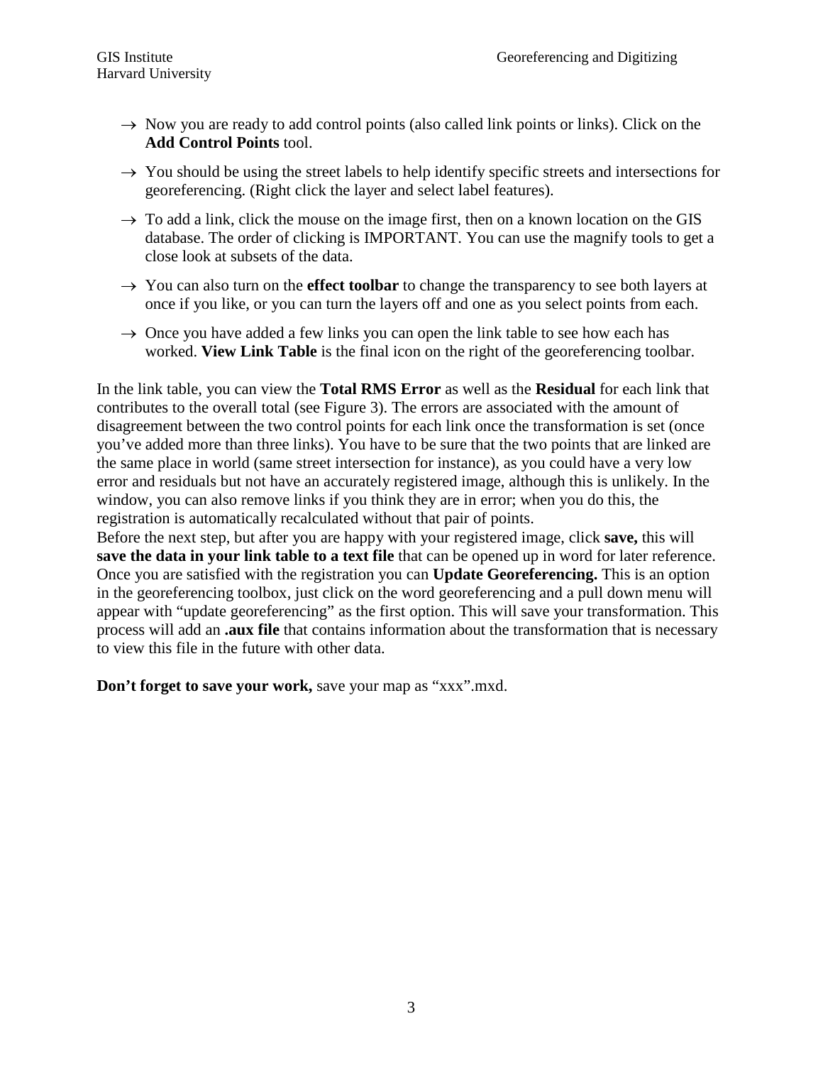- → Now you are ready to add control points (also called link points or links). Click on the **Add Control Points** tool.
- → You should be using the street labels to help identify specific streets and intersections for georeferencing. (Right click the layer and select label features).
- → To add a link, click the mouse on the image first, then on a known location on the GIS database. The order of clicking is IMPORTANT. You can use the magnify tools to get a close look at subsets of the data.
- → You can also turn on the **effect toolbar** to change the transparency to see both layers at once if you like, or you can turn the layers off and one as you select points from each.
- → Once you have added a few links you can open the link table to see how each has worked. **View Link Table** is the final icon on the right of the georeferencing toolbar.

In the link table, you can view the **Total RMS Error** as well as the **Residual** for each link that contributes to the overall total (see Figure 3). The errors are associated with the amount of disagreement between the two control points for each link once the transformation is set (once you've added more than three links). You have to be sure that the two points that are linked are the same place in world (same street intersection for instance), as you could have a very low error and residuals but not have an accurately registered image, although this is unlikely. In the window, you can also remove links if you think they are in error; when you do this, the registration is automatically recalculated without that pair of points.
Before the next step, but after you are happy with your registered image, click **save,** this will **save the data in your link table to a text file** that can be opened up in word for later reference. Once you are satisfied with the registration you can **Update Georeferencing.** This is an option in the georeferencing toolbox, just click on the word georeferencing and a pull down menu will appear with "update georeferencing" as the first option. This will save your transformation. This process will add an **.aux file** that contains information about the transformation that is necessary to view this file in the future with other data.

**Don't forget to save your work,** save your map as "xxx".mxd.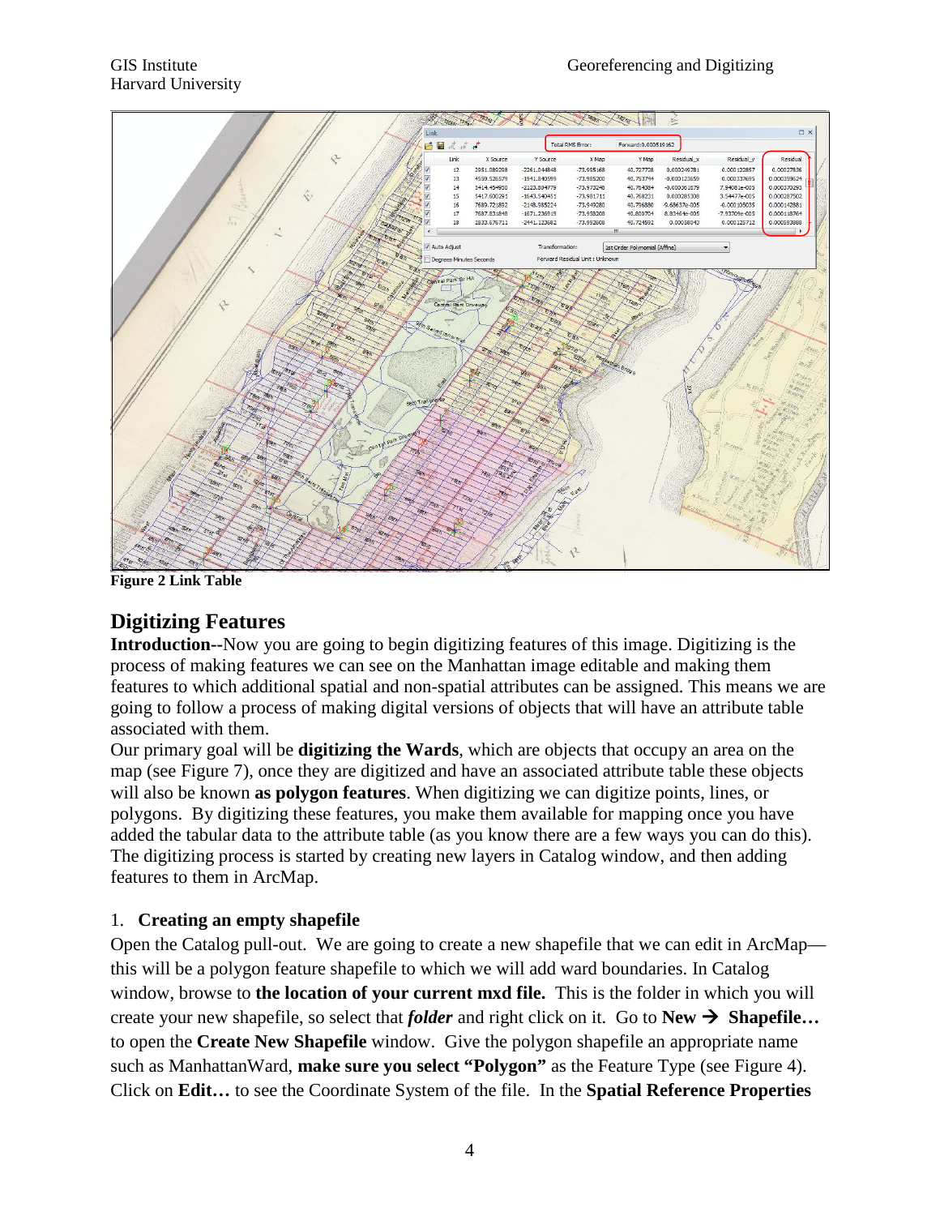**Figure 2 Link Table**

## Digitizing Features

**Introduction--**Now you are going to begin digitizing features of this image. Digitizing is the process of making features we can see on the Manhattan image editable and making them features to which additional spatial and non-spatial attributes can be assigned. This means we are going to follow a process of making digital versions of objects that will have an attribute table associated with them.

Our primary goal will be **digitizing the Wards**, which are objects that occupy an area on the map (see Figure 7), once they are digitized and have an associated attribute table these objects will also be known **as polygon features**. When digitizing we can digitize points, lines, or polygons. By digitizing these features, you make them available for mapping once you have added the tabular data to the attribute table (as you know there are a few ways you can do this). The digitizing process is started by creating new layers in Catalog window, and then adding features to them in ArcMap.

1. **Creating an empty shapefile**

Open the Catalog pull-out. We are going to create a new shapefile that we can edit in ArcMap—this will be a polygon feature shapefile to which we will add ward boundaries. In Catalog window, browse to **the location of your current mxd file.** This is the folder in which you will create your new shapefile, so select that ***folder*** and right click on it. Go to **New → Shapefile…** to open the **Create New Shapefile** window. Give the polygon shapefile an appropriate name such as ManhattanWard, **make sure you select "Polygon"** as the Feature Type (see Figure 4). Click on **Edit…** to see the Coordinate System of the file. In the **Spatial Reference Properties**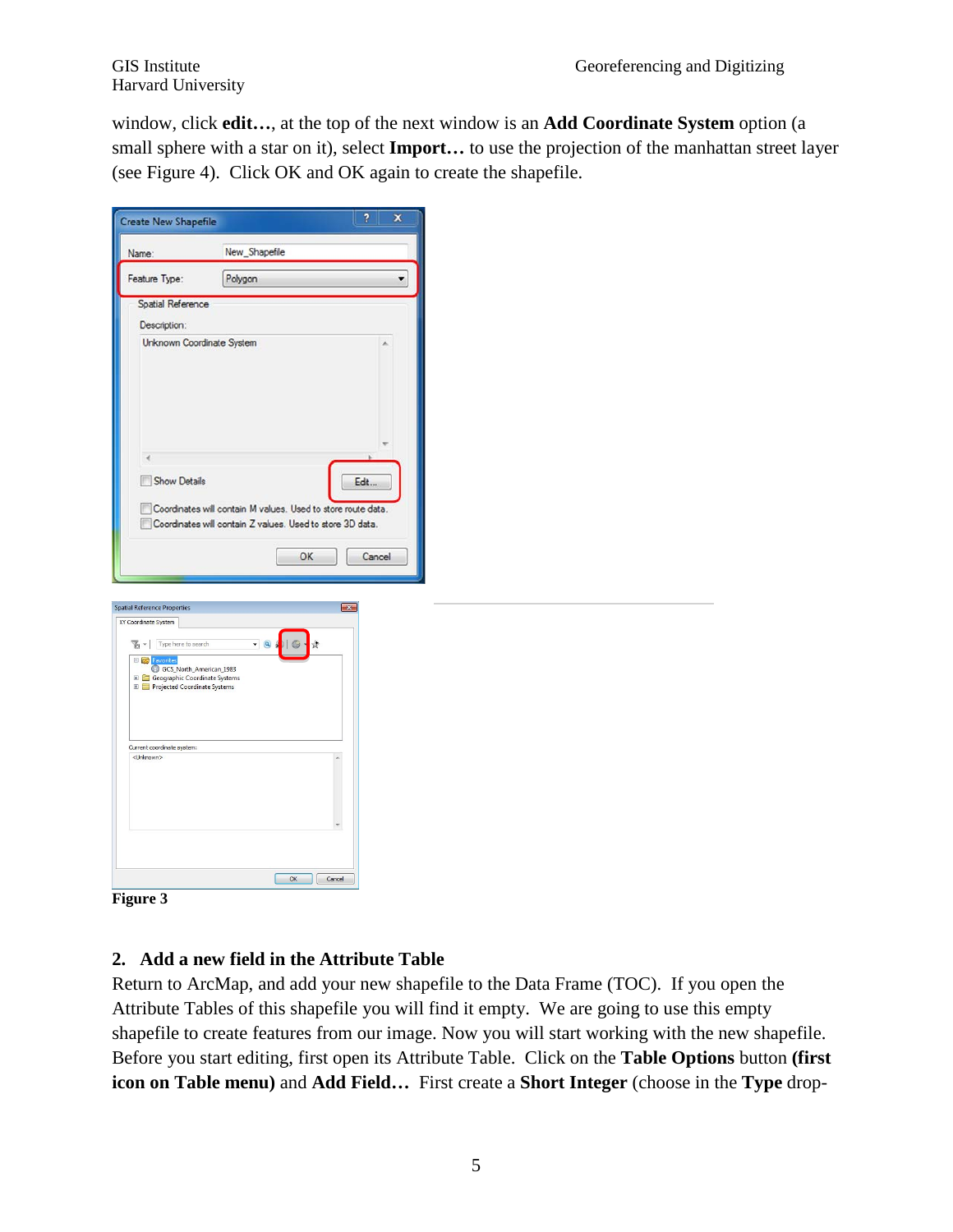window, click **edit…**, at the top of the next window is an **Add Coordinate System** option (a small sphere with a star on it), select **Import…** to use the projection of the manhattan street layer (see Figure 4). Click OK and OK again to create the shapefile.

**Figure 3**

## 2. Add a new field in the Attribute Table

Return to ArcMap, and add your new shapefile to the Data Frame (TOC). If you open the Attribute Tables of this shapefile you will find it empty. We are going to use this empty shapefile to create features from our image. Now you will start working with the new shapefile. Before you start editing, first open its Attribute Table. Click on the **Table Options** button **(first icon on Table menu)** and **Add Field…** First create a **Short Integer** (choose in the **Type** drop-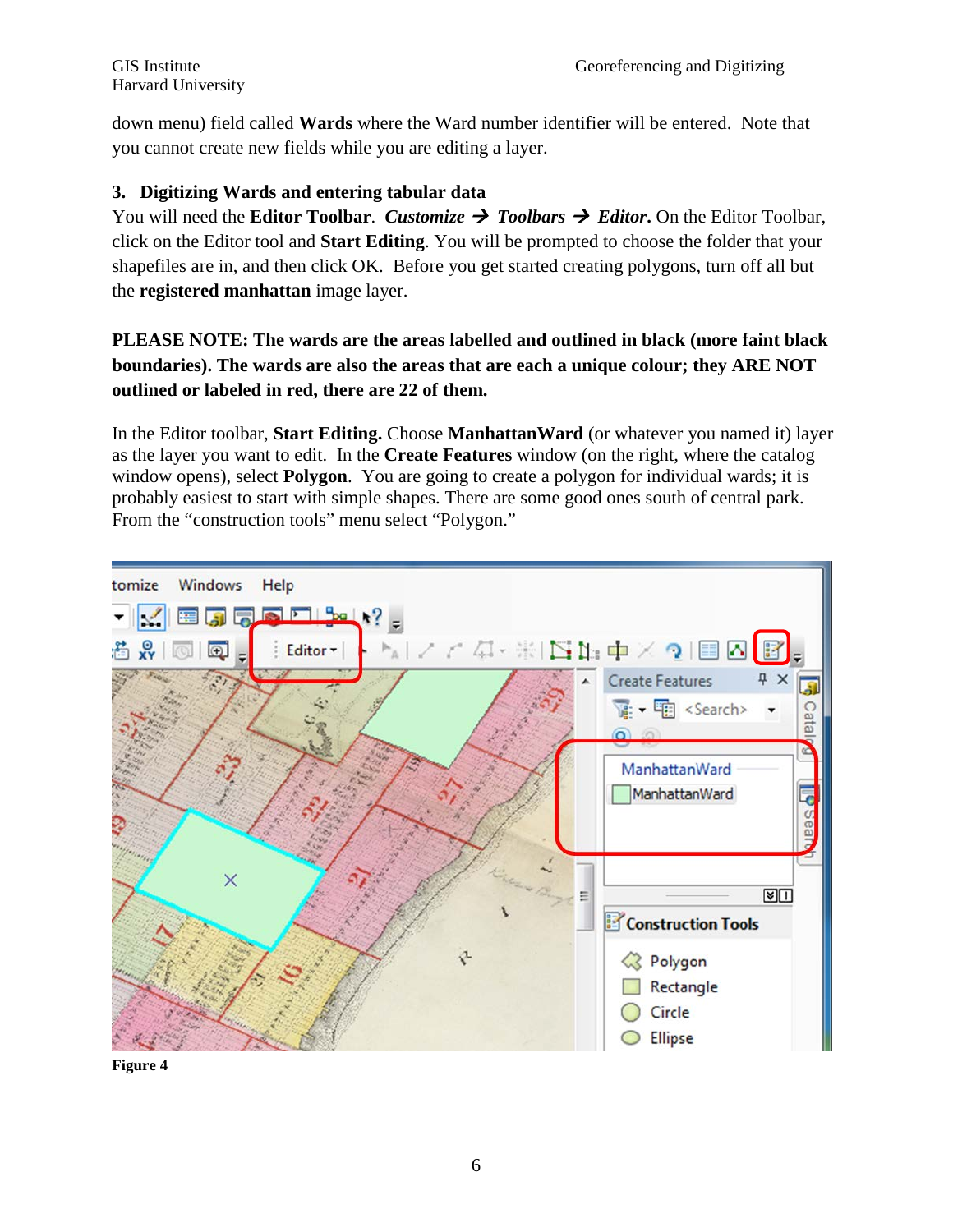down menu) field called **Wards** where the Ward number identifier will be entered. Note that you cannot create new fields while you are editing a layer.

### 3. Digitizing Wards and entering tabular data

You will need the **Editor Toolbar**. ***Customize*** **→** ***Toolbars*** **→** ***Editor*****.** On the Editor Toolbar, click on the Editor tool and **Start Editing**. You will be prompted to choose the folder that your shapefiles are in, and then click OK. Before you get started creating polygons, turn off all but the **registered manhattan** image layer.

**PLEASE NOTE: The wards are the areas labelled and outlined in black (more faint black boundaries). The wards are also the areas that are each a unique colour; they ARE NOT outlined or labeled in red, there are 22 of them.**

In the Editor toolbar, **Start Editing.** Choose **ManhattanWard** (or whatever you named it) layer as the layer you want to edit. In the **Create Features** window (on the right, where the catalog window opens), select **Polygon**. You are going to create a polygon for individual wards; it is probably easiest to start with simple shapes. There are some good ones south of central park. From the "construction tools" menu select "Polygon."

**Figure 4**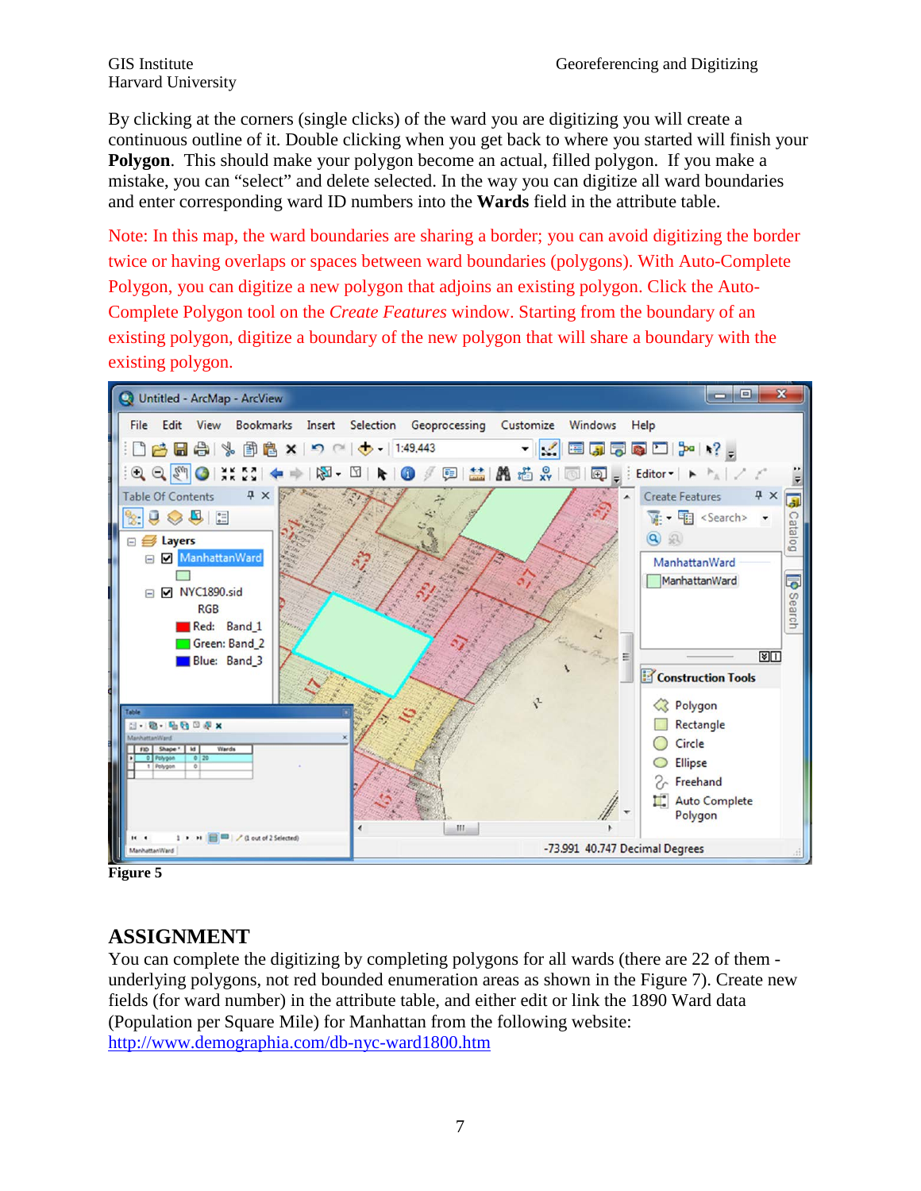By clicking at the corners (single clicks) of the ward you are digitizing you will create a continuous outline of it. Double clicking when you get back to where you started will finish your **Polygon**. This should make your polygon become an actual, filled polygon. If you make a mistake, you can "select" and delete selected. In the way you can digitize all ward boundaries and enter corresponding ward ID numbers into the **Wards** field in the attribute table.

Note: In this map, the ward boundaries are sharing a border; you can avoid digitizing the border twice or having overlaps or spaces between ward boundaries (polygons). With Auto-Complete Polygon, you can digitize a new polygon that adjoins an existing polygon. Click the Auto-Complete Polygon tool on the *Create Features* window. Starting from the boundary of an existing polygon, digitize a boundary of the new polygon that will share a boundary with the existing polygon.

**Figure 5**

## ASSIGNMENT

You can complete the digitizing by completing polygons for all wards (there are 22 of them - underlying polygons, not red bounded enumeration areas as shown in the Figure 7). Create new fields (for ward number) in the attribute table, and either edit or link the 1890 Ward data (Population per Square Mile) for Manhattan from the following website: http://www.demographia.com/db-nyc-ward1800.htm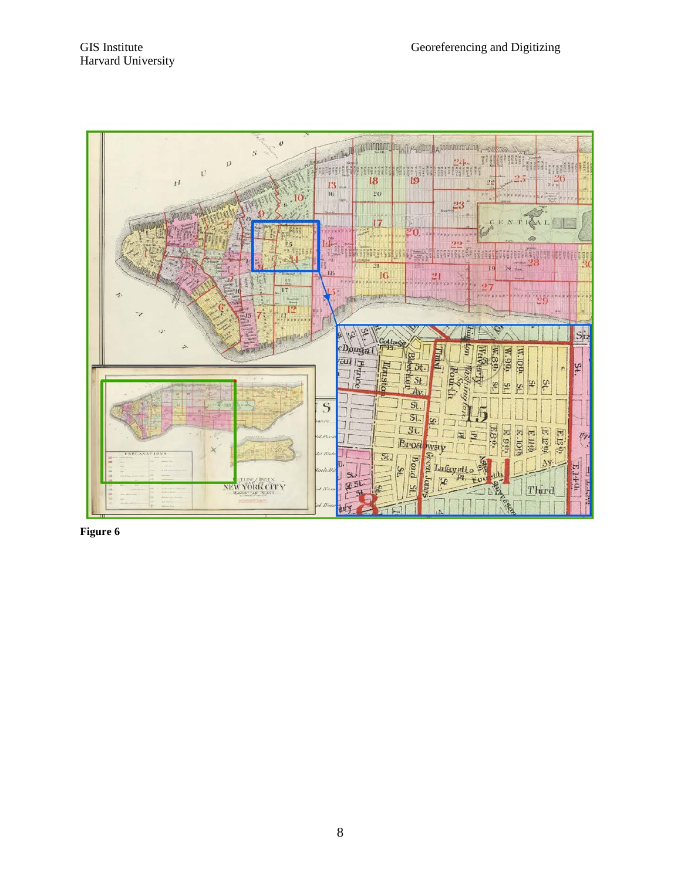**Figure 6**